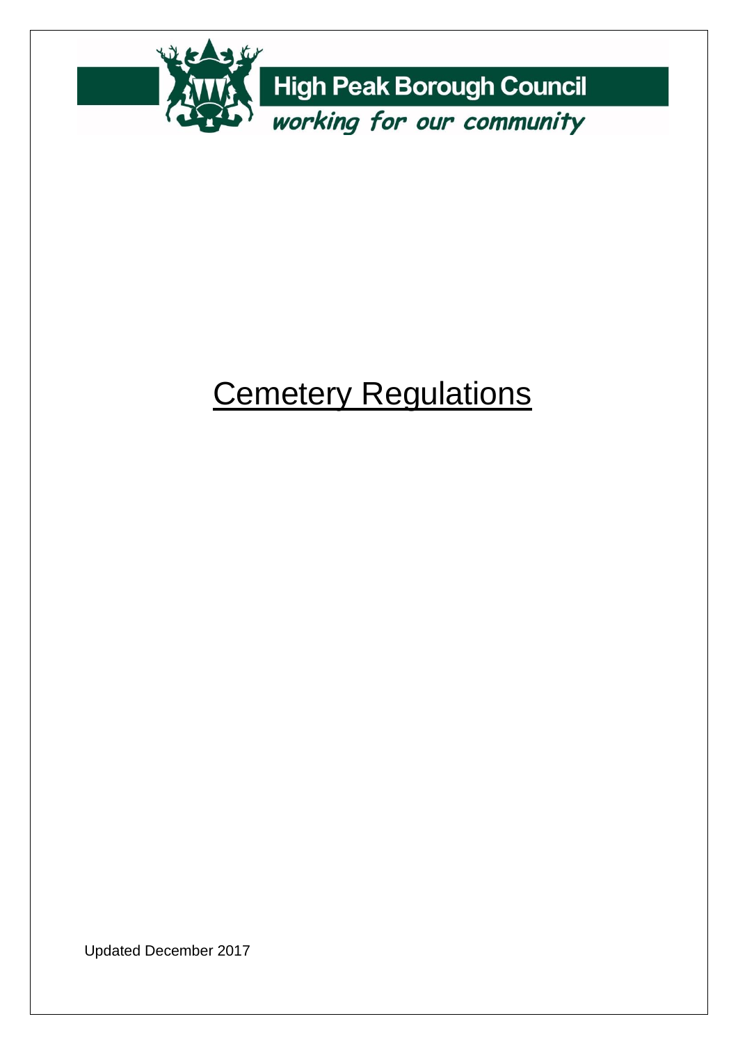High Peak Borough Council

*working for our community*

# Cemetery Regulations

Updated December 2017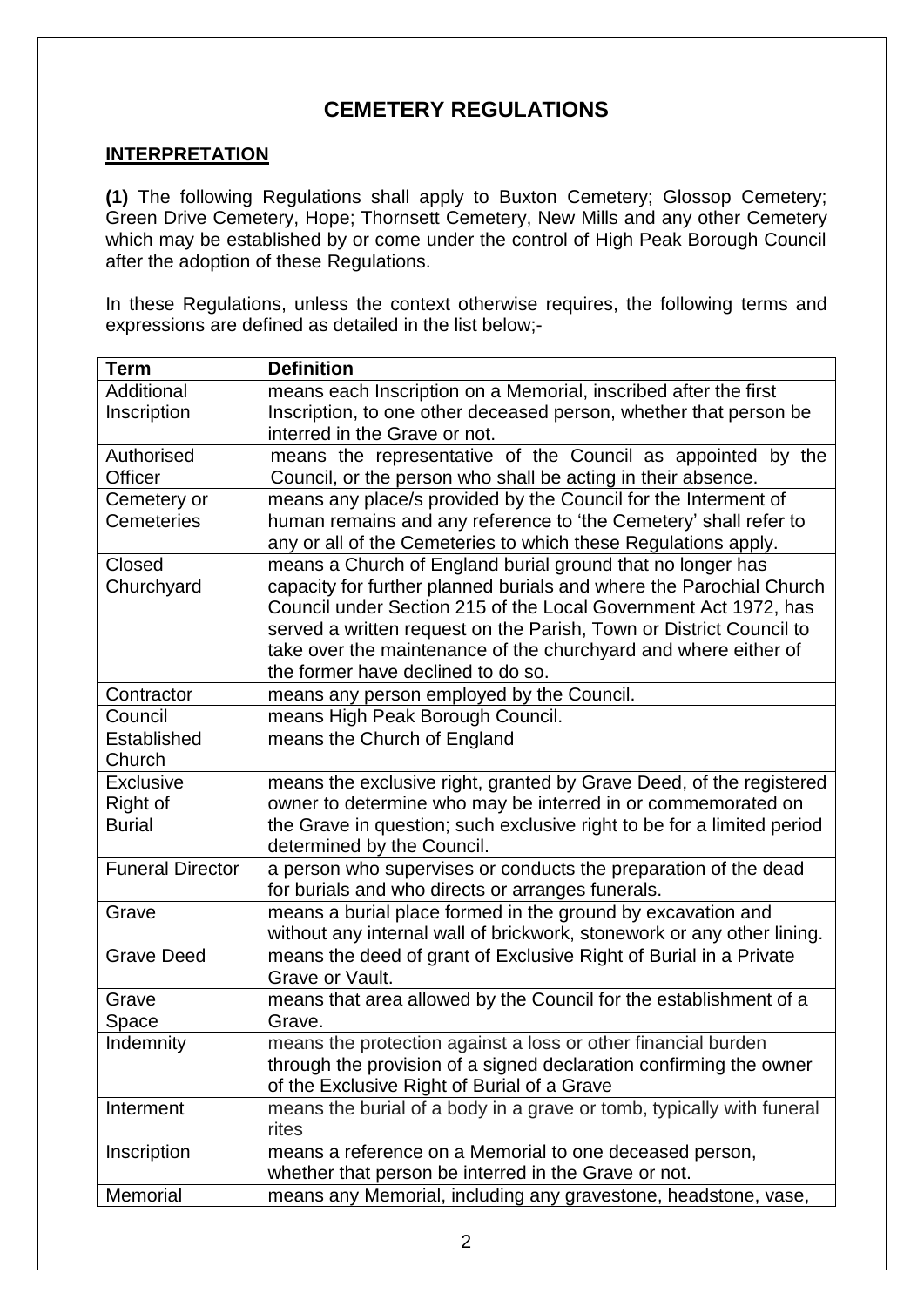# CEMETERY REGULATIONS

## INTERPRETATION

**(1)** The following Regulations shall apply to Buxton Cemetery; Glossop Cemetery; Green Drive Cemetery, Hope; Thornsett Cemetery, New Mills and any other Cemetery which may be established by or come under the control of High Peak Borough Council after the adoption of these Regulations.

In these Regulations, unless the context otherwise requires, the following terms and expressions are defined as detailed in the list below;-

| Term | Definition |
|---|---|
| Additional Inscription | means each Inscription on a Memorial, inscribed after the first Inscription, to one other deceased person, whether that person be interred in the Grave or not. |
| Authorised Officer | means the representative of the Council as appointed by the Council, or the person who shall be acting in their absence. |
| Cemetery or Cemeteries | means any place/s provided by the Council for the Interment of human remains and any reference to 'the Cemetery' shall refer to any or all of the Cemeteries to which these Regulations apply. |
| Closed Churchyard | means a Church of England burial ground that no longer has capacity for further planned burials and where the Parochial Church Council under Section 215 of the Local Government Act 1972, has served a written request on the Parish, Town or District Council to take over the maintenance of the churchyard and where either of the former have declined to do so. |
| Contractor | means any person employed by the Council. |
| Council | means High Peak Borough Council. |
| Established Church | means the Church of England |
| Exclusive Right of Burial | means the exclusive right, granted by Grave Deed, of the registered owner to determine who may be interred in or commemorated on the Grave in question; such exclusive right to be for a limited period determined by the Council. |
| Funeral Director | a person who supervises or conducts the preparation of the dead for burials and who directs or arranges funerals. |
| Grave | means a burial place formed in the ground by excavation and without any internal wall of brickwork, stonework or any other lining. |
| Grave Deed | means the deed of grant of Exclusive Right of Burial in a Private Grave or Vault. |
| Grave Space | means that area allowed by the Council for the establishment of a Grave. |
| Indemnity | means the protection against a loss or other financial burden through the provision of a signed declaration confirming the owner of the Exclusive Right of Burial of a Grave |
| Interment | means the burial of a body in a grave or tomb, typically with funeral rites |
| Inscription | means a reference on a Memorial to one deceased person, whether that person be interred in the Grave or not. |
| Memorial | means any Memorial, including any gravestone, headstone, vase, |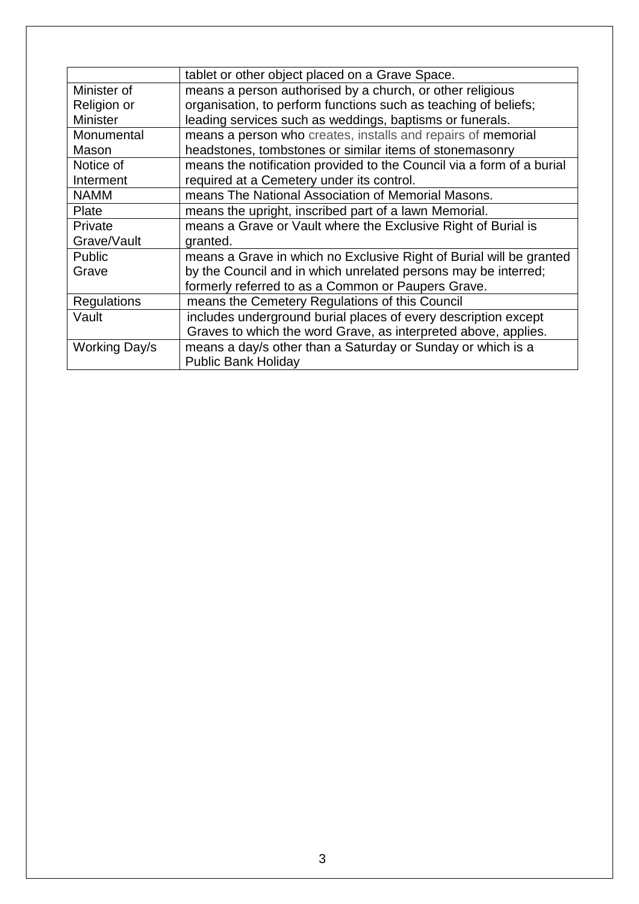| | |
|---|---|
| | tablet or other object placed on a Grave Space. |
| Minister of Religion or Minister | means a person authorised by a church, or other religious organisation, to perform functions such as teaching of beliefs; leading services such as weddings, baptisms or funerals. |
| Monumental Mason | means a person who creates, installs and repairs of memorial headstones, tombstones or similar items of stonemasonry |
| Notice of Interment | means the notification provided to the Council via a form of a burial required at a Cemetery under its control. |
| NAMM | means The National Association of Memorial Masons. |
| Plate | means the upright, inscribed part of a lawn Memorial. |
| Private Grave/Vault | means a Grave or Vault where the Exclusive Right of Burial is granted. |
| Public Grave | means a Grave in which no Exclusive Right of Burial will be granted by the Council and in which unrelated persons may be interred; formerly referred to as a Common or Paupers Grave. |
| Regulations | means the Cemetery Regulations of this Council |
| Vault | includes underground burial places of every description except Graves to which the word Grave, as interpreted above, applies. |
| Working Day/s | means a day/s other than a Saturday or Sunday or which is a Public Bank Holiday |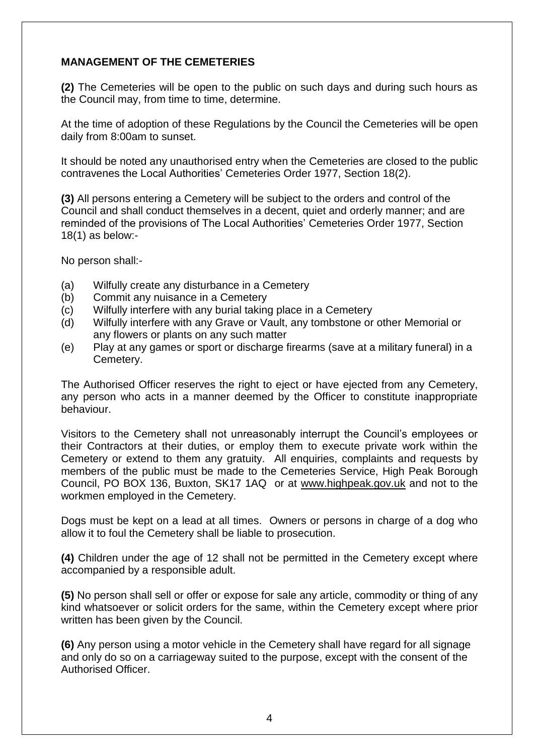## MANAGEMENT OF THE CEMETERIES

**(2)** The Cemeteries will be open to the public on such days and during such hours as the Council may, from time to time, determine.

At the time of adoption of these Regulations by the Council the Cemeteries will be open daily from 8:00am to sunset.

It should be noted any unauthorised entry when the Cemeteries are closed to the public contravenes the Local Authorities' Cemeteries Order 1977, Section 18(2).

**(3)** All persons entering a Cemetery will be subject to the orders and control of the Council and shall conduct themselves in a decent, quiet and orderly manner; and are reminded of the provisions of The Local Authorities' Cemeteries Order 1977, Section 18(1) as below:-

No person shall:-

- (a) Wilfully create any disturbance in a Cemetery
- (b) Commit any nuisance in a Cemetery
- (c) Wilfully interfere with any burial taking place in a Cemetery
- (d) Wilfully interfere with any Grave or Vault, any tombstone or other Memorial or any flowers or plants on any such matter
- (e) Play at any games or sport or discharge firearms (save at a military funeral) in a Cemetery.

The Authorised Officer reserves the right to eject or have ejected from any Cemetery, any person who acts in a manner deemed by the Officer to constitute inappropriate behaviour.

Visitors to the Cemetery shall not unreasonably interrupt the Council's employees or their Contractors at their duties, or employ them to execute private work within the Cemetery or extend to them any gratuity. All enquiries, complaints and requests by members of the public must be made to the Cemeteries Service, High Peak Borough Council, PO BOX 136, Buxton, SK17 1AQ or at www.highpeak.gov.uk and not to the workmen employed in the Cemetery.

Dogs must be kept on a lead at all times. Owners or persons in charge of a dog who allow it to foul the Cemetery shall be liable to prosecution.

**(4)** Children under the age of 12 shall not be permitted in the Cemetery except where accompanied by a responsible adult.

**(5)** No person shall sell or offer or expose for sale any article, commodity or thing of any kind whatsoever or solicit orders for the same, within the Cemetery except where prior written has been given by the Council.

**(6)** Any person using a motor vehicle in the Cemetery shall have regard for all signage and only do so on a carriageway suited to the purpose, except with the consent of the Authorised Officer.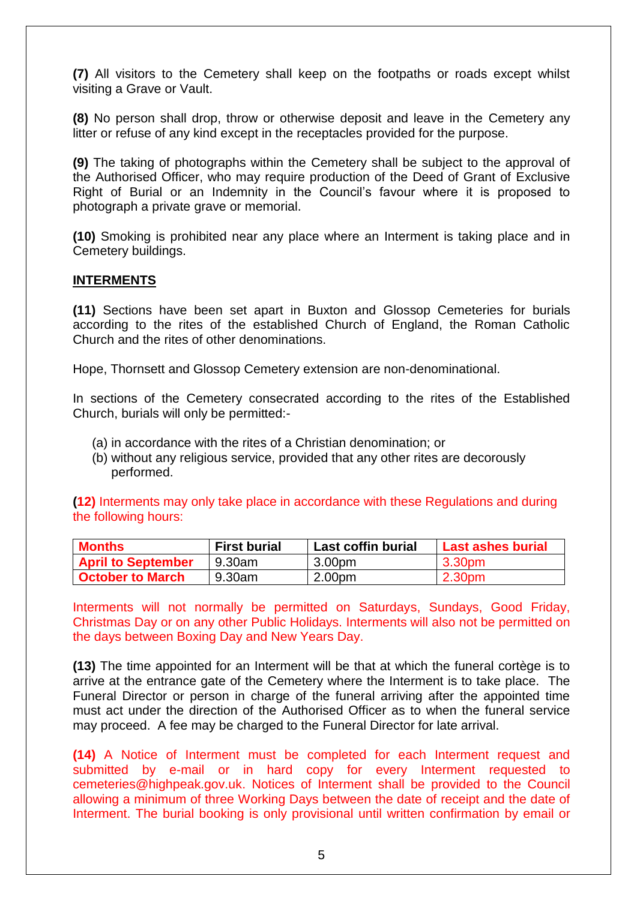**(7)** All visitors to the Cemetery shall keep on the footpaths or roads except whilst visiting a Grave or Vault.

**(8)** No person shall drop, throw or otherwise deposit and leave in the Cemetery any litter or refuse of any kind except in the receptacles provided for the purpose.

**(9)** The taking of photographs within the Cemetery shall be subject to the approval of the Authorised Officer, who may require production of the Deed of Grant of Exclusive Right of Burial or an Indemnity in the Council's favour where it is proposed to photograph a private grave or memorial.

**(10)** Smoking is prohibited near any place where an Interment is taking place and in Cemetery buildings.

## INTERMENTS

**(11)** Sections have been set apart in Buxton and Glossop Cemeteries for burials according to the rites of the established Church of England, the Roman Catholic Church and the rites of other denominations.

Hope, Thornsett and Glossop Cemetery extension are non-denominational.

In sections of the Cemetery consecrated according to the rites of the Established Church, burials will only be permitted:-

(a) in accordance with the rites of a Christian denomination; or
(b) without any religious service, provided that any other rites are decorously performed.

**(12)** Interments may only take place in accordance with these Regulations and during the following hours:

| Months | First burial | Last coffin burial | Last ashes burial |
|---|---|---|---|
| April to September | 9.30am | 3.00pm | 3.30pm |
| October to March | 9.30am | 2.00pm | 2.30pm |

Interments will not normally be permitted on Saturdays, Sundays, Good Friday, Christmas Day or on any other Public Holidays. Interments will also not be permitted on the days between Boxing Day and New Years Day.

**(13)** The time appointed for an Interment will be that at which the funeral cortège is to arrive at the entrance gate of the Cemetery where the Interment is to take place. The Funeral Director or person in charge of the funeral arriving after the appointed time must act under the direction of the Authorised Officer as to when the funeral service may proceed. A fee may be charged to the Funeral Director for late arrival.

**(14)** A Notice of Interment must be completed for each Interment request and submitted by e-mail or in hard copy for every Interment requested to cemeteries@highpeak.gov.uk. Notices of Interment shall be provided to the Council allowing a minimum of three Working Days between the date of receipt and the date of Interment. The burial booking is only provisional until written confirmation by email or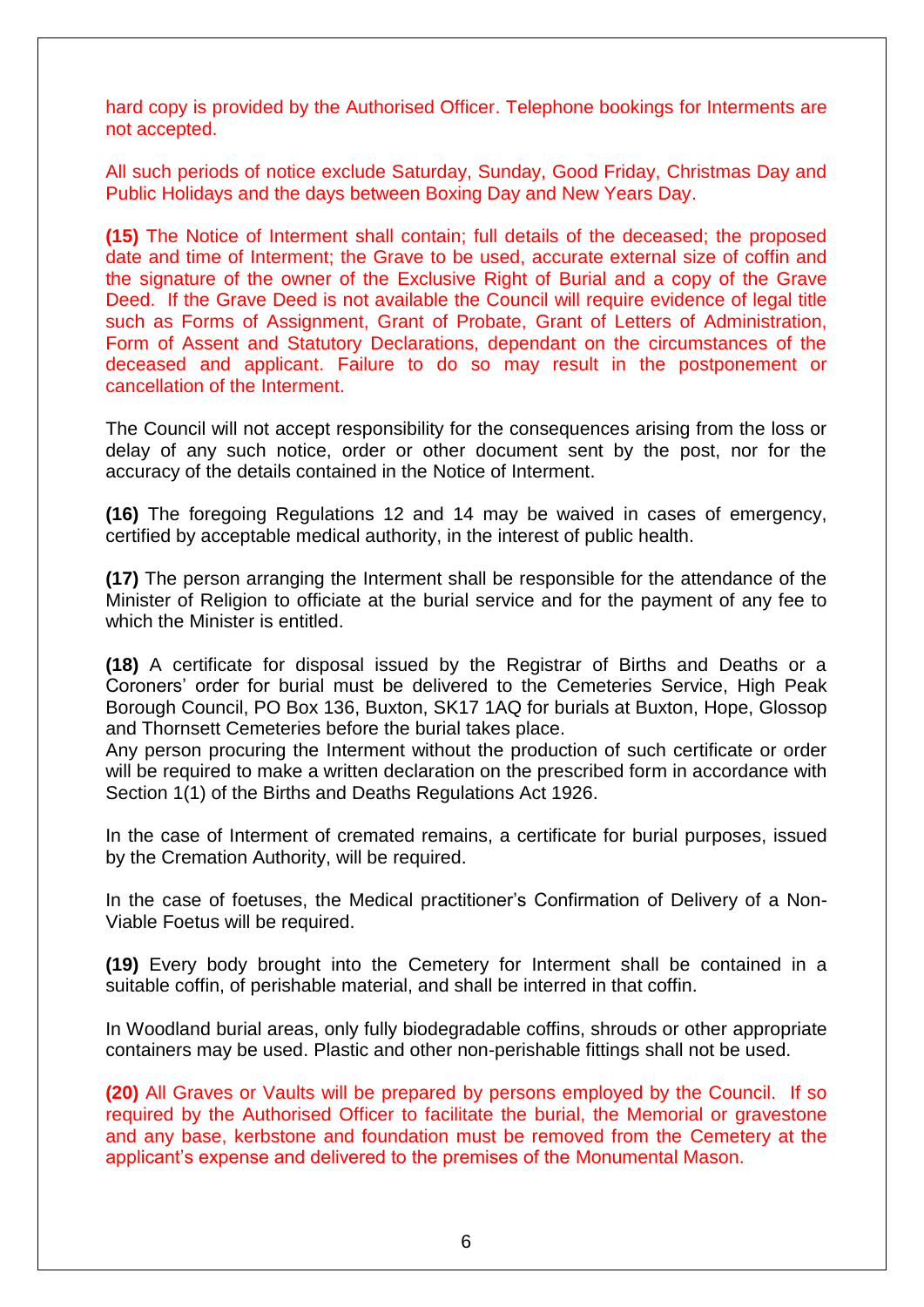hard copy is provided by the Authorised Officer. Telephone bookings for Interments are not accepted.

All such periods of notice exclude Saturday, Sunday, Good Friday, Christmas Day and Public Holidays and the days between Boxing Day and New Years Day.

**(15)** The Notice of Interment shall contain; full details of the deceased; the proposed date and time of Interment; the Grave to be used, accurate external size of coffin and the signature of the owner of the Exclusive Right of Burial and a copy of the Grave Deed. If the Grave Deed is not available the Council will require evidence of legal title such as Forms of Assignment, Grant of Probate, Grant of Letters of Administration, Form of Assent and Statutory Declarations, dependant on the circumstances of the deceased and applicant. Failure to do so may result in the postponement or cancellation of the Interment.

The Council will not accept responsibility for the consequences arising from the loss or delay of any such notice, order or other document sent by the post, nor for the accuracy of the details contained in the Notice of Interment.

**(16)** The foregoing Regulations 12 and 14 may be waived in cases of emergency, certified by acceptable medical authority, in the interest of public health.

**(17)** The person arranging the Interment shall be responsible for the attendance of the Minister of Religion to officiate at the burial service and for the payment of any fee to which the Minister is entitled.

**(18)** A certificate for disposal issued by the Registrar of Births and Deaths or a Coroners' order for burial must be delivered to the Cemeteries Service, High Peak Borough Council, PO Box 136, Buxton, SK17 1AQ for burials at Buxton, Hope, Glossop and Thornsett Cemeteries before the burial takes place.
Any person procuring the Interment without the production of such certificate or order will be required to make a written declaration on the prescribed form in accordance with Section 1(1) of the Births and Deaths Regulations Act 1926.

In the case of Interment of cremated remains, a certificate for burial purposes, issued by the Cremation Authority, will be required.

In the case of foetuses, the Medical practitioner's Confirmation of Delivery of a Non-Viable Foetus will be required.

**(19)** Every body brought into the Cemetery for Interment shall be contained in a suitable coffin, of perishable material, and shall be interred in that coffin.

In Woodland burial areas, only fully biodegradable coffins, shrouds or other appropriate containers may be used. Plastic and other non-perishable fittings shall not be used.

**(20)** All Graves or Vaults will be prepared by persons employed by the Council. If so required by the Authorised Officer to facilitate the burial, the Memorial or gravestone and any base, kerbstone and foundation must be removed from the Cemetery at the applicant's expense and delivered to the premises of the Monumental Mason.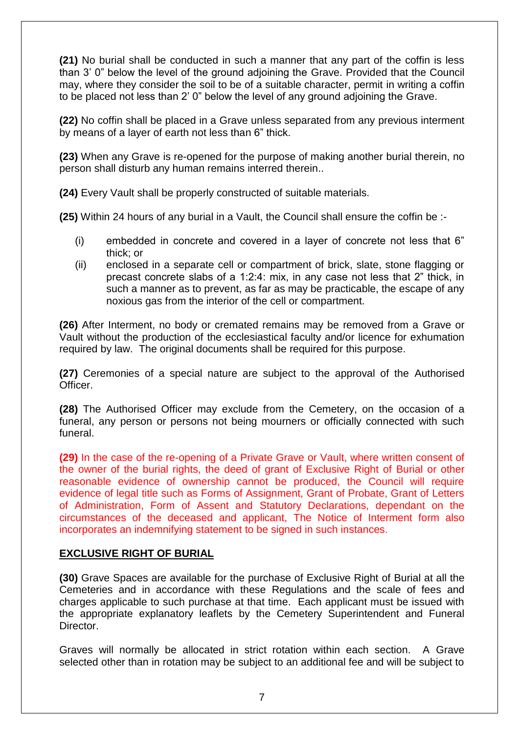**(21)** No burial shall be conducted in such a manner that any part of the coffin is less than 3' 0" below the level of the ground adjoining the Grave. Provided that the Council may, where they consider the soil to be of a suitable character, permit in writing a coffin to be placed not less than 2' 0" below the level of any ground adjoining the Grave.

**(22)** No coffin shall be placed in a Grave unless separated from any previous interment by means of a layer of earth not less than 6" thick.

**(23)** When any Grave is re-opened for the purpose of making another burial therein, no person shall disturb any human remains interred therein..

**(24)** Every Vault shall be properly constructed of suitable materials.

**(25)** Within 24 hours of any burial in a Vault, the Council shall ensure the coffin be :-

(i) embedded in concrete and covered in a layer of concrete not less that 6" thick; or

(ii) enclosed in a separate cell or compartment of brick, slate, stone flagging or precast concrete slabs of a 1:2:4: mix, in any case not less that 2" thick, in such a manner as to prevent, as far as may be practicable, the escape of any noxious gas from the interior of the cell or compartment.

**(26)** After Interment, no body or cremated remains may be removed from a Grave or Vault without the production of the ecclesiastical faculty and/or licence for exhumation required by law. The original documents shall be required for this purpose.

**(27)** Ceremonies of a special nature are subject to the approval of the Authorised Officer.

**(28)** The Authorised Officer may exclude from the Cemetery, on the occasion of a funeral, any person or persons not being mourners or officially connected with such funeral.

**(29)** In the case of the re-opening of a Private Grave or Vault, where written consent of the owner of the burial rights, the deed of grant of Exclusive Right of Burial or other reasonable evidence of ownership cannot be produced, the Council will require evidence of legal title such as Forms of Assignment, Grant of Probate, Grant of Letters of Administration, Form of Assent and Statutory Declarations, dependant on the circumstances of the deceased and applicant, The Notice of Interment form also incorporates an indemnifying statement to be signed in such instances.

## EXCLUSIVE RIGHT OF BURIAL

**(30)** Grave Spaces are available for the purchase of Exclusive Right of Burial at all the Cemeteries and in accordance with these Regulations and the scale of fees and charges applicable to such purchase at that time. Each applicant must be issued with the appropriate explanatory leaflets by the Cemetery Superintendent and Funeral Director.

Graves will normally be allocated in strict rotation within each section. A Grave selected other than in rotation may be subject to an additional fee and will be subject to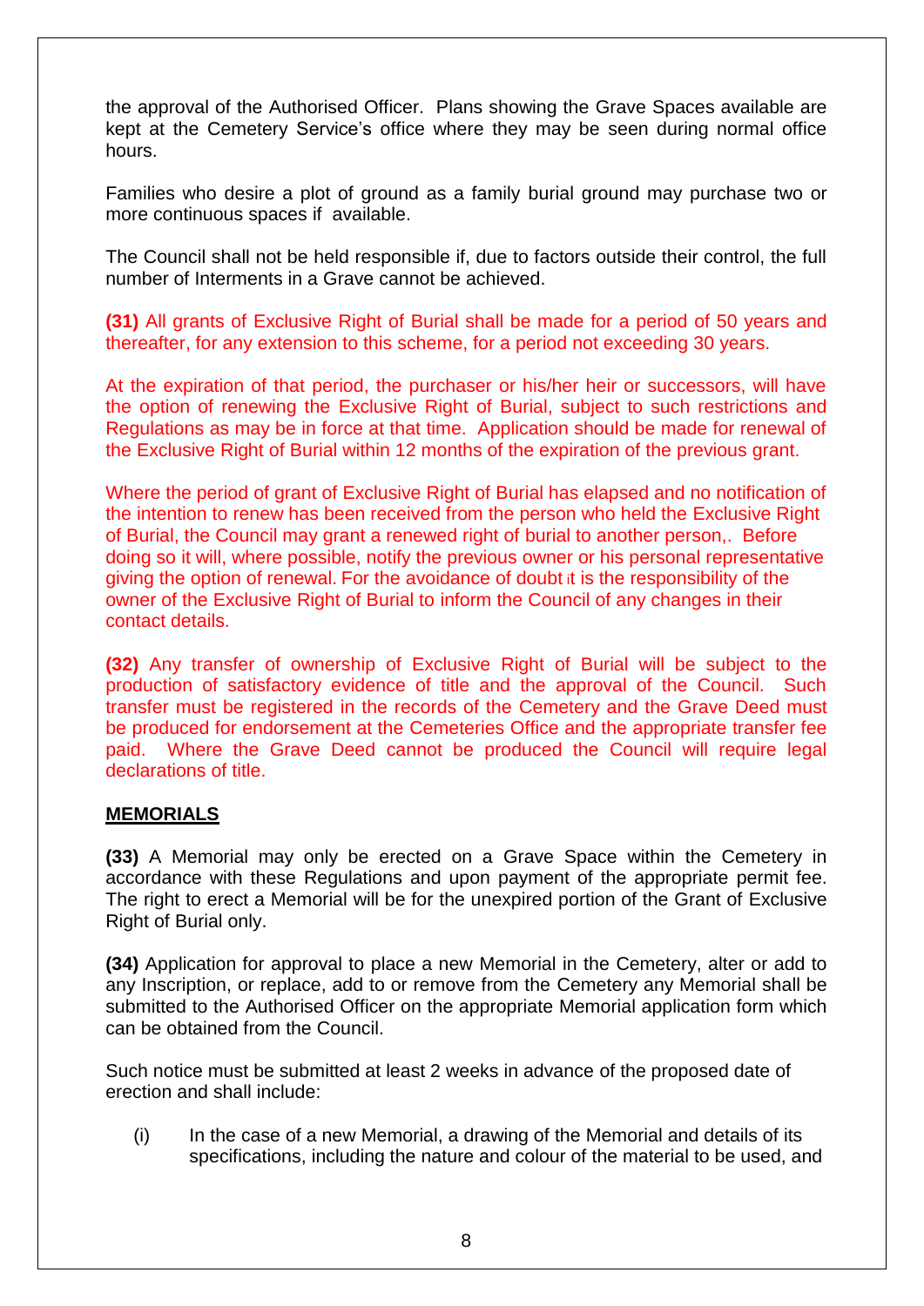the approval of the Authorised Officer. Plans showing the Grave Spaces available are kept at the Cemetery Service's office where they may be seen during normal office hours.

Families who desire a plot of ground as a family burial ground may purchase two or more continuous spaces if available.

The Council shall not be held responsible if, due to factors outside their control, the full number of Interments in a Grave cannot be achieved.

**(31)** All grants of Exclusive Right of Burial shall be made for a period of 50 years and thereafter, for any extension to this scheme, for a period not exceeding 30 years.

At the expiration of that period, the purchaser or his/her heir or successors, will have the option of renewing the Exclusive Right of Burial, subject to such restrictions and Regulations as may be in force at that time. Application should be made for renewal of the Exclusive Right of Burial within 12 months of the expiration of the previous grant.

Where the period of grant of Exclusive Right of Burial has elapsed and no notification of the intention to renew has been received from the person who held the Exclusive Right of Burial, the Council may grant a renewed right of burial to another person,. Before doing so it will, where possible, notify the previous owner or his personal representative giving the option of renewal. For the avoidance of doubt it is the responsibility of the owner of the Exclusive Right of Burial to inform the Council of any changes in their contact details.

**(32)** Any transfer of ownership of Exclusive Right of Burial will be subject to the production of satisfactory evidence of title and the approval of the Council. Such transfer must be registered in the records of the Cemetery and the Grave Deed must be produced for endorsement at the Cemeteries Office and the appropriate transfer fee paid. Where the Grave Deed cannot be produced the Council will require legal declarations of title.

## MEMORIALS

**(33)** A Memorial may only be erected on a Grave Space within the Cemetery in accordance with these Regulations and upon payment of the appropriate permit fee. The right to erect a Memorial will be for the unexpired portion of the Grant of Exclusive Right of Burial only.

**(34)** Application for approval to place a new Memorial in the Cemetery, alter or add to any Inscription, or replace, add to or remove from the Cemetery any Memorial shall be submitted to the Authorised Officer on the appropriate Memorial application form which can be obtained from the Council.

Such notice must be submitted at least 2 weeks in advance of the proposed date of erection and shall include:

(i) In the case of a new Memorial, a drawing of the Memorial and details of its specifications, including the nature and colour of the material to be used, and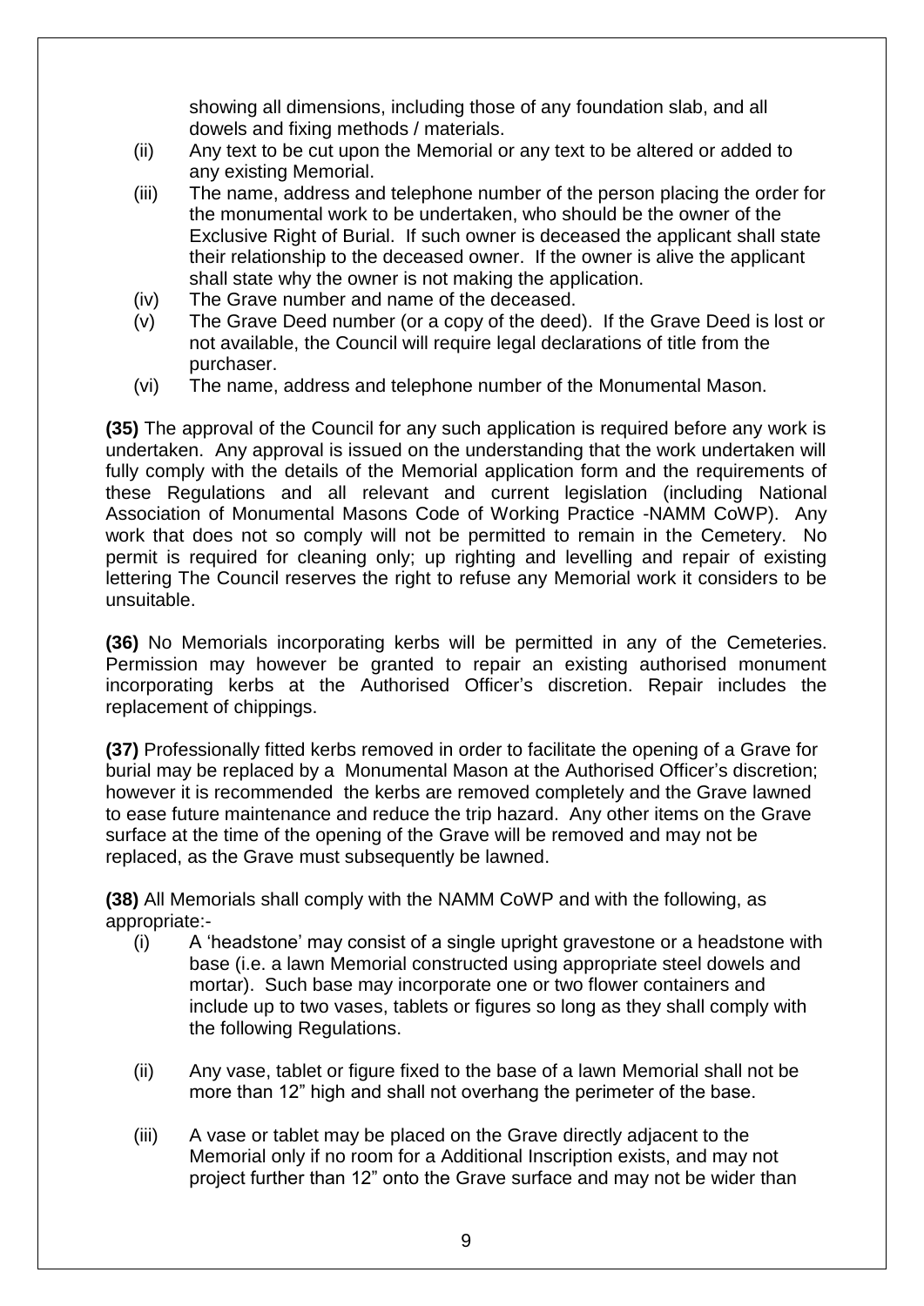showing all dimensions, including those of any foundation slab, and all dowels and fixing methods / materials.

(ii) Any text to be cut upon the Memorial or any text to be altered or added to any existing Memorial.

(iii) The name, address and telephone number of the person placing the order for the monumental work to be undertaken, who should be the owner of the Exclusive Right of Burial. If such owner is deceased the applicant shall state their relationship to the deceased owner. If the owner is alive the applicant shall state why the owner is not making the application.

(iv) The Grave number and name of the deceased.

(v) The Grave Deed number (or a copy of the deed). If the Grave Deed is lost or not available, the Council will require legal declarations of title from the purchaser.

(vi) The name, address and telephone number of the Monumental Mason.

**(35)** The approval of the Council for any such application is required before any work is undertaken. Any approval is issued on the understanding that the work undertaken will fully comply with the details of the Memorial application form and the requirements of these Regulations and all relevant and current legislation (including National Association of Monumental Masons Code of Working Practice -NAMM CoWP). Any work that does not so comply will not be permitted to remain in the Cemetery. No permit is required for cleaning only; up righting and levelling and repair of existing lettering The Council reserves the right to refuse any Memorial work it considers to be unsuitable.

**(36)** No Memorials incorporating kerbs will be permitted in any of the Cemeteries. Permission may however be granted to repair an existing authorised monument incorporating kerbs at the Authorised Officer's discretion. Repair includes the replacement of chippings.

**(37)** Professionally fitted kerbs removed in order to facilitate the opening of a Grave for burial may be replaced by a Monumental Mason at the Authorised Officer's discretion; however it is recommended the kerbs are removed completely and the Grave lawned to ease future maintenance and reduce the trip hazard. Any other items on the Grave surface at the time of the opening of the Grave will be removed and may not be replaced, as the Grave must subsequently be lawned.

**(38)** All Memorials shall comply with the NAMM CoWP and with the following, as appropriate:-

(i) A 'headstone' may consist of a single upright gravestone or a headstone with base (i.e. a lawn Memorial constructed using appropriate steel dowels and mortar). Such base may incorporate one or two flower containers and include up to two vases, tablets or figures so long as they shall comply with the following Regulations.

(ii) Any vase, tablet or figure fixed to the base of a lawn Memorial shall not be more than 12" high and shall not overhang the perimeter of the base.

(iii) A vase or tablet may be placed on the Grave directly adjacent to the Memorial only if no room for a Additional Inscription exists, and may not project further than 12" onto the Grave surface and may not be wider than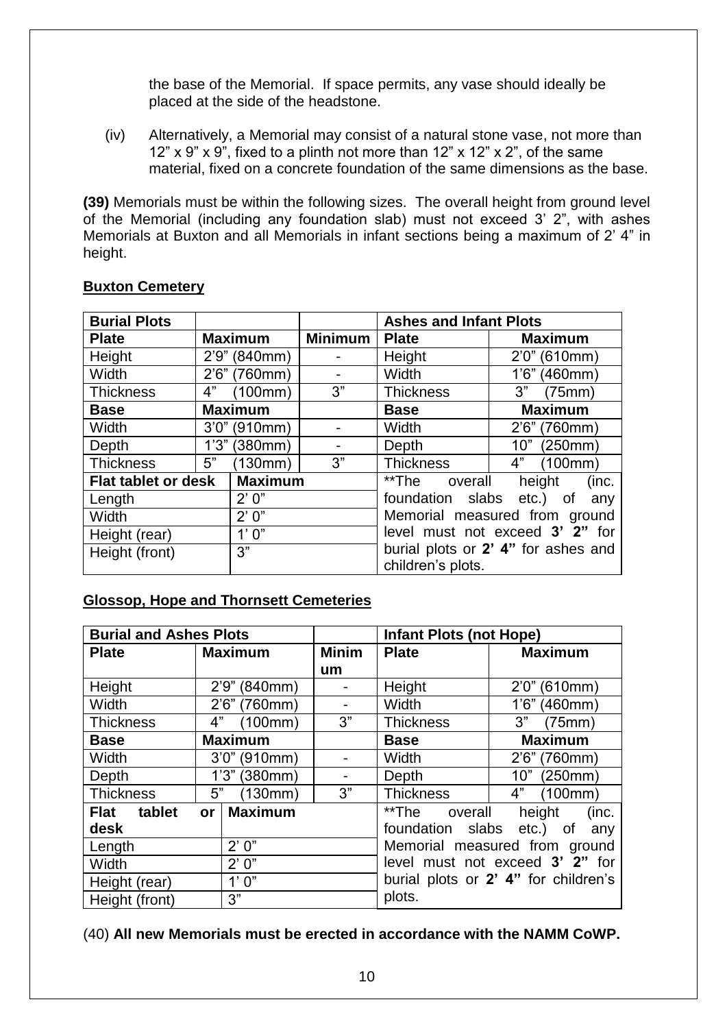the base of the Memorial. If space permits, any vase should ideally be placed at the side of the headstone.

(iv) Alternatively, a Memorial may consist of a natural stone vase, not more than 12" x 9" x 9", fixed to a plinth not more than 12" x 12" x 2", of the same material, fixed on a concrete foundation of the same dimensions as the base.

**(39)** Memorials must be within the following sizes. The overall height from ground level of the Memorial (including any foundation slab) must not exceed 3' 2", with ashes Memorials at Buxton and all Memorials in infant sections being a maximum of 2' 4" in height.

**Buxton Cemetery**

| **Burial Plots** | | | **Ashes and Infant Plots** | |
|---|---|---|---|---|
| **Plate** | **Maximum** | **Minimum** | **Plate** | **Maximum** |
| Height | 2'9" (840mm) | - | Height | 2'0" (610mm) |
| Width | 2'6" (760mm) | - | Width | 1'6" (460mm) |
| Thickness | 4" (100mm) | 3" | Thickness | 3" (75mm) |
| **Base** | **Maximum** | | **Base** | **Maximum** |
| Width | 3'0" (910mm) | - | Width | 2'6" (760mm) |
| Depth | 1'3" (380mm) | - | Depth | 10" (250mm) |
| Thickness | 5" (130mm) | 3" | Thickness | 4" (100mm) |
| **Flat tablet or desk** | **Maximum** | | **The overall height (inc. foundation slabs etc.) of any Memorial measured from ground level must not exceed **3' 2"** for burial plots or **2' 4"** for ashes and children's plots. | |
| Length | 2' 0" | | | |
| Width | 2' 0" | | | |
| Height (rear) | 1' 0" | | | |
| Height (front) | 3" | | | |

**Glossop, Hope and Thornsett Cemeteries**

| **Burial and Ashes Plots** | | | **Infant Plots (not Hope)** | |
|---|---|---|---|---|
| **Plate** | **Maximum** | **Minimum** | **Plate** | **Maximum** |
| Height | 2'9" (840mm) | - | Height | 2'0" (610mm) |
| Width | 2'6" (760mm) | - | Width | 1'6" (460mm) |
| Thickness | 4" (100mm) | 3" | Thickness | 3" (75mm) |
| **Base** | **Maximum** | | **Base** | **Maximum** |
| Width | 3'0" (910mm) | - | Width | 2'6" (760mm) |
| Depth | 1'3" (380mm) | - | Depth | 10" (250mm) |
| Thickness | 5" (130mm) | 3" | Thickness | 4" (100mm) |
| **Flat tablet or desk** | **Maximum** | | **The overall height (inc. foundation slabs etc.) of any Memorial measured from ground level must not exceed **3' 2"** for burial plots or **2' 4"** for children's plots. | |
| Length | 2' 0" | | | |
| Width | 2' 0" | | | |
| Height (rear) | 1' 0" | | | |
| Height (front) | 3" | | | |

(40) **All new Memorials must be erected in accordance with the NAMM CoWP.**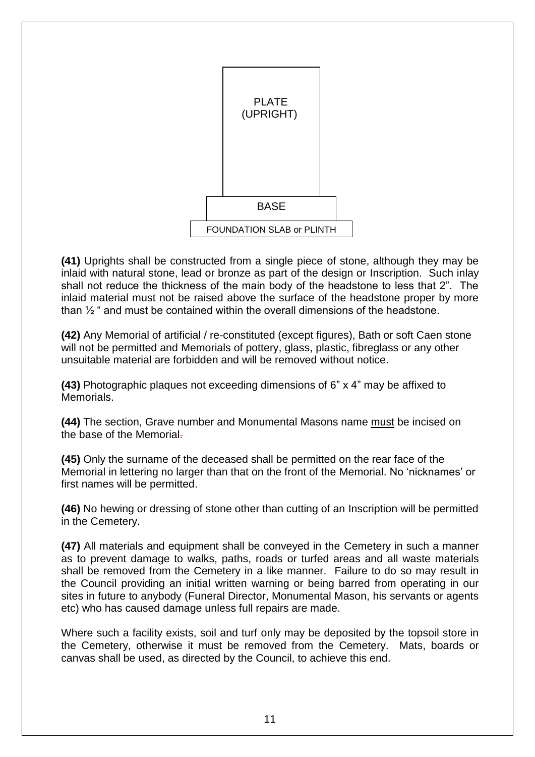PLATE
(UPRIGHT)

BASE

FOUNDATION SLAB or PLINTH

**(41)** Uprights shall be constructed from a single piece of stone, although they may be inlaid with natural stone, lead or bronze as part of the design or Inscription. Such inlay shall not reduce the thickness of the main body of the headstone to less that 2". The inlaid material must not be raised above the surface of the headstone proper by more than ½ " and must be contained within the overall dimensions of the headstone.

**(42)** Any Memorial of artificial / re-constituted (except figures), Bath or soft Caen stone will not be permitted and Memorials of pottery, glass, plastic, fibreglass or any other unsuitable material are forbidden and will be removed without notice.

**(43)** Photographic plaques not exceeding dimensions of 6" x 4" may be affixed to Memorials.

**(44)** The section, Grave number and Monumental Masons name must be incised on the base of the Memorial.

**(45)** Only the surname of the deceased shall be permitted on the rear face of the Memorial in lettering no larger than that on the front of the Memorial. No 'nicknames' or first names will be permitted.

**(46)** No hewing or dressing of stone other than cutting of an Inscription will be permitted in the Cemetery.

**(47)** All materials and equipment shall be conveyed in the Cemetery in such a manner as to prevent damage to walks, paths, roads or turfed areas and all waste materials shall be removed from the Cemetery in a like manner. Failure to do so may result in the Council providing an initial written warning or being barred from operating in our sites in future to anybody (Funeral Director, Monumental Mason, his servants or agents etc) who has caused damage unless full repairs are made.

Where such a facility exists, soil and turf only may be deposited by the topsoil store in the Cemetery, otherwise it must be removed from the Cemetery. Mats, boards or canvas shall be used, as directed by the Council, to achieve this end.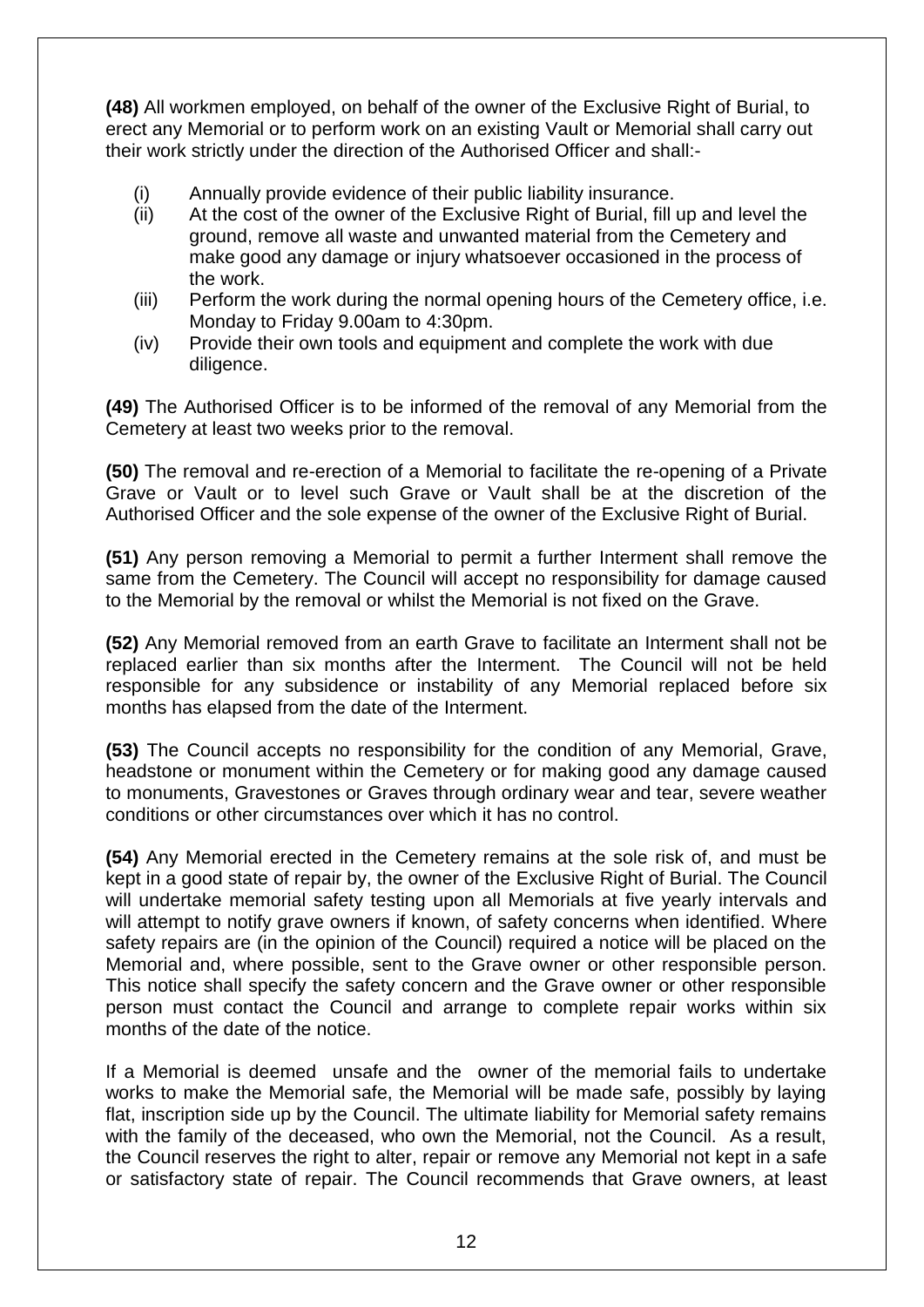**(48)** All workmen employed, on behalf of the owner of the Exclusive Right of Burial, to erect any Memorial or to perform work on an existing Vault or Memorial shall carry out their work strictly under the direction of the Authorised Officer and shall:-

(i) Annually provide evidence of their public liability insurance.
(ii) At the cost of the owner of the Exclusive Right of Burial, fill up and level the ground, remove all waste and unwanted material from the Cemetery and make good any damage or injury whatsoever occasioned in the process of the work.
(iii) Perform the work during the normal opening hours of the Cemetery office, i.e. Monday to Friday 9.00am to 4:30pm.
(iv) Provide their own tools and equipment and complete the work with due diligence.

**(49)** The Authorised Officer is to be informed of the removal of any Memorial from the Cemetery at least two weeks prior to the removal.

**(50)** The removal and re-erection of a Memorial to facilitate the re-opening of a Private Grave or Vault or to level such Grave or Vault shall be at the discretion of the Authorised Officer and the sole expense of the owner of the Exclusive Right of Burial.

**(51)** Any person removing a Memorial to permit a further Interment shall remove the same from the Cemetery. The Council will accept no responsibility for damage caused to the Memorial by the removal or whilst the Memorial is not fixed on the Grave.

**(52)** Any Memorial removed from an earth Grave to facilitate an Interment shall not be replaced earlier than six months after the Interment. The Council will not be held responsible for any subsidence or instability of any Memorial replaced before six months has elapsed from the date of the Interment.

**(53)** The Council accepts no responsibility for the condition of any Memorial, Grave, headstone or monument within the Cemetery or for making good any damage caused to monuments, Gravestones or Graves through ordinary wear and tear, severe weather conditions or other circumstances over which it has no control.

**(54)** Any Memorial erected in the Cemetery remains at the sole risk of, and must be kept in a good state of repair by, the owner of the Exclusive Right of Burial. The Council will undertake memorial safety testing upon all Memorials at five yearly intervals and will attempt to notify grave owners if known, of safety concerns when identified. Where safety repairs are (in the opinion of the Council) required a notice will be placed on the Memorial and, where possible, sent to the Grave owner or other responsible person. This notice shall specify the safety concern and the Grave owner or other responsible person must contact the Council and arrange to complete repair works within six months of the date of the notice.

If a Memorial is deemed unsafe and the owner of the memorial fails to undertake works to make the Memorial safe, the Memorial will be made safe, possibly by laying flat, inscription side up by the Council. The ultimate liability for Memorial safety remains with the family of the deceased, who own the Memorial, not the Council. As a result, the Council reserves the right to alter, repair or remove any Memorial not kept in a safe or satisfactory state of repair. The Council recommends that Grave owners, at least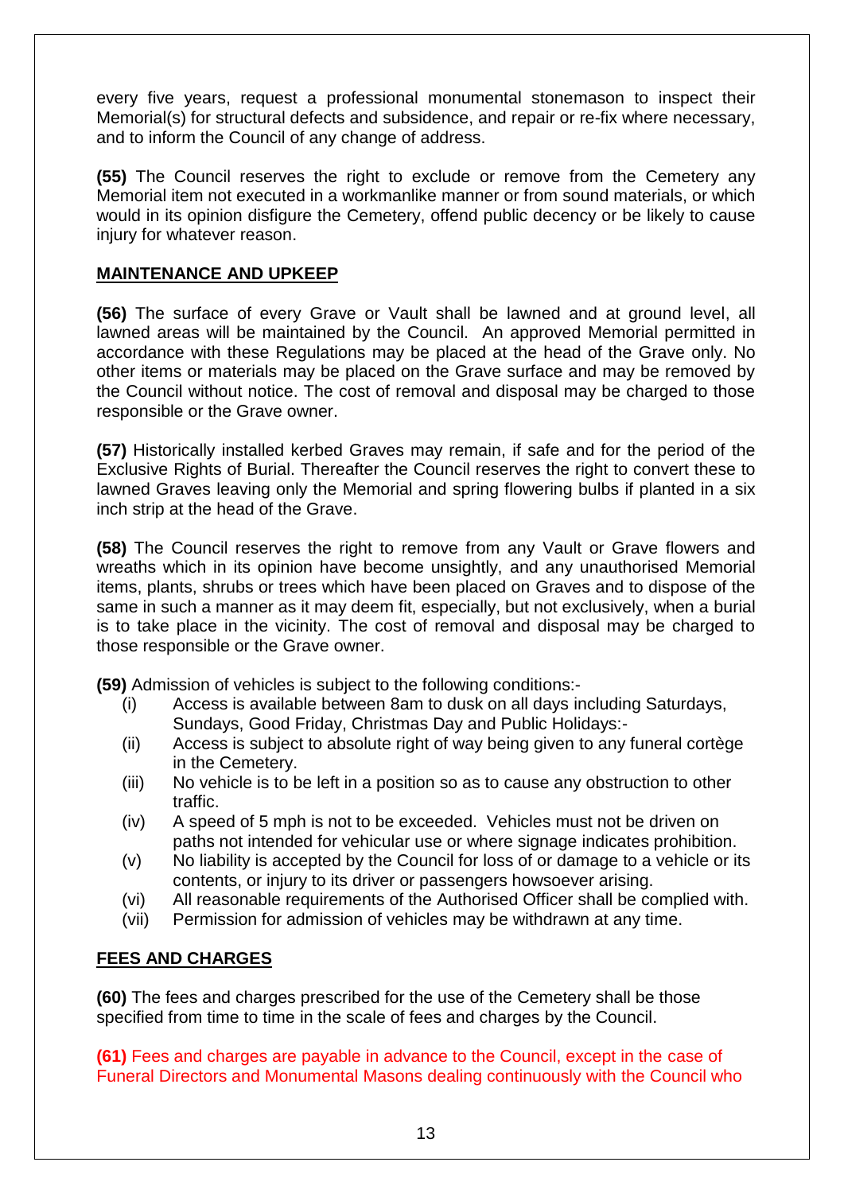every five years, request a professional monumental stonemason to inspect their Memorial(s) for structural defects and subsidence, and repair or re-fix where necessary, and to inform the Council of any change of address.

**(55)** The Council reserves the right to exclude or remove from the Cemetery any Memorial item not executed in a workmanlike manner or from sound materials, or which would in its opinion disfigure the Cemetery, offend public decency or be likely to cause injury for whatever reason.

## MAINTENANCE AND UPKEEP

**(56)** The surface of every Grave or Vault shall be lawned and at ground level, all lawned areas will be maintained by the Council. An approved Memorial permitted in accordance with these Regulations may be placed at the head of the Grave only. No other items or materials may be placed on the Grave surface and may be removed by the Council without notice. The cost of removal and disposal may be charged to those responsible or the Grave owner.

**(57)** Historically installed kerbed Graves may remain, if safe and for the period of the Exclusive Rights of Burial. Thereafter the Council reserves the right to convert these to lawned Graves leaving only the Memorial and spring flowering bulbs if planted in a six inch strip at the head of the Grave.

**(58)** The Council reserves the right to remove from any Vault or Grave flowers and wreaths which in its opinion have become unsightly, and any unauthorised Memorial items, plants, shrubs or trees which have been placed on Graves and to dispose of the same in such a manner as it may deem fit, especially, but not exclusively, when a burial is to take place in the vicinity. The cost of removal and disposal may be charged to those responsible or the Grave owner.

**(59)** Admission of vehicles is subject to the following conditions:-

- (i) Access is available between 8am to dusk on all days including Saturdays, Sundays, Good Friday, Christmas Day and Public Holidays:-
- (ii) Access is subject to absolute right of way being given to any funeral cortège in the Cemetery.
- (iii) No vehicle is to be left in a position so as to cause any obstruction to other traffic.
- (iv) A speed of 5 mph is not to be exceeded. Vehicles must not be driven on paths not intended for vehicular use or where signage indicates prohibition.
- (v) No liability is accepted by the Council for loss of or damage to a vehicle or its contents, or injury to its driver or passengers howsoever arising.
- (vi) All reasonable requirements of the Authorised Officer shall be complied with.
- (vii) Permission for admission of vehicles may be withdrawn at any time.

## FEES AND CHARGES

**(60)** The fees and charges prescribed for the use of the Cemetery shall be those specified from time to time in the scale of fees and charges by the Council.

**(61)** Fees and charges are payable in advance to the Council, except in the case of Funeral Directors and Monumental Masons dealing continuously with the Council who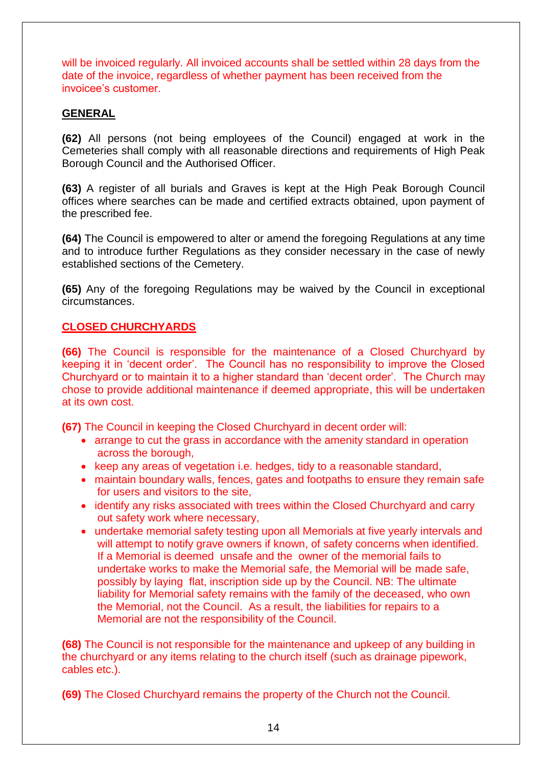will be invoiced regularly. All invoiced accounts shall be settled within 28 days from the date of the invoice, regardless of whether payment has been received from the invoicee's customer.

## GENERAL

**(62)** All persons (not being employees of the Council) engaged at work in the Cemeteries shall comply with all reasonable directions and requirements of High Peak Borough Council and the Authorised Officer.

**(63)** A register of all burials and Graves is kept at the High Peak Borough Council offices where searches can be made and certified extracts obtained, upon payment of the prescribed fee.

**(64)** The Council is empowered to alter or amend the foregoing Regulations at any time and to introduce further Regulations as they consider necessary in the case of newly established sections of the Cemetery.

**(65)** Any of the foregoing Regulations may be waived by the Council in exceptional circumstances.

## CLOSED CHURCHYARDS

**(66)** The Council is responsible for the maintenance of a Closed Churchyard by keeping it in 'decent order'. The Council has no responsibility to improve the Closed Churchyard or to maintain it to a higher standard than 'decent order'. The Church may chose to provide additional maintenance if deemed appropriate, this will be undertaken at its own cost.

**(67)** The Council in keeping the Closed Churchyard in decent order will:

- arrange to cut the grass in accordance with the amenity standard in operation across the borough,
- keep any areas of vegetation i.e. hedges, tidy to a reasonable standard,
- maintain boundary walls, fences, gates and footpaths to ensure they remain safe for users and visitors to the site,
- identify any risks associated with trees within the Closed Churchyard and carry out safety work where necessary,
- undertake memorial safety testing upon all Memorials at five yearly intervals and will attempt to notify grave owners if known, of safety concerns when identified. If a Memorial is deemed unsafe and the owner of the memorial fails to undertake works to make the Memorial safe, the Memorial will be made safe, possibly by laying flat, inscription side up by the Council. NB: The ultimate liability for Memorial safety remains with the family of the deceased, who own the Memorial, not the Council. As a result, the liabilities for repairs to a Memorial are not the responsibility of the Council.

**(68)** The Council is not responsible for the maintenance and upkeep of any building in the churchyard or any items relating to the church itself (such as drainage pipework, cables etc.).

**(69)** The Closed Churchyard remains the property of the Church not the Council.